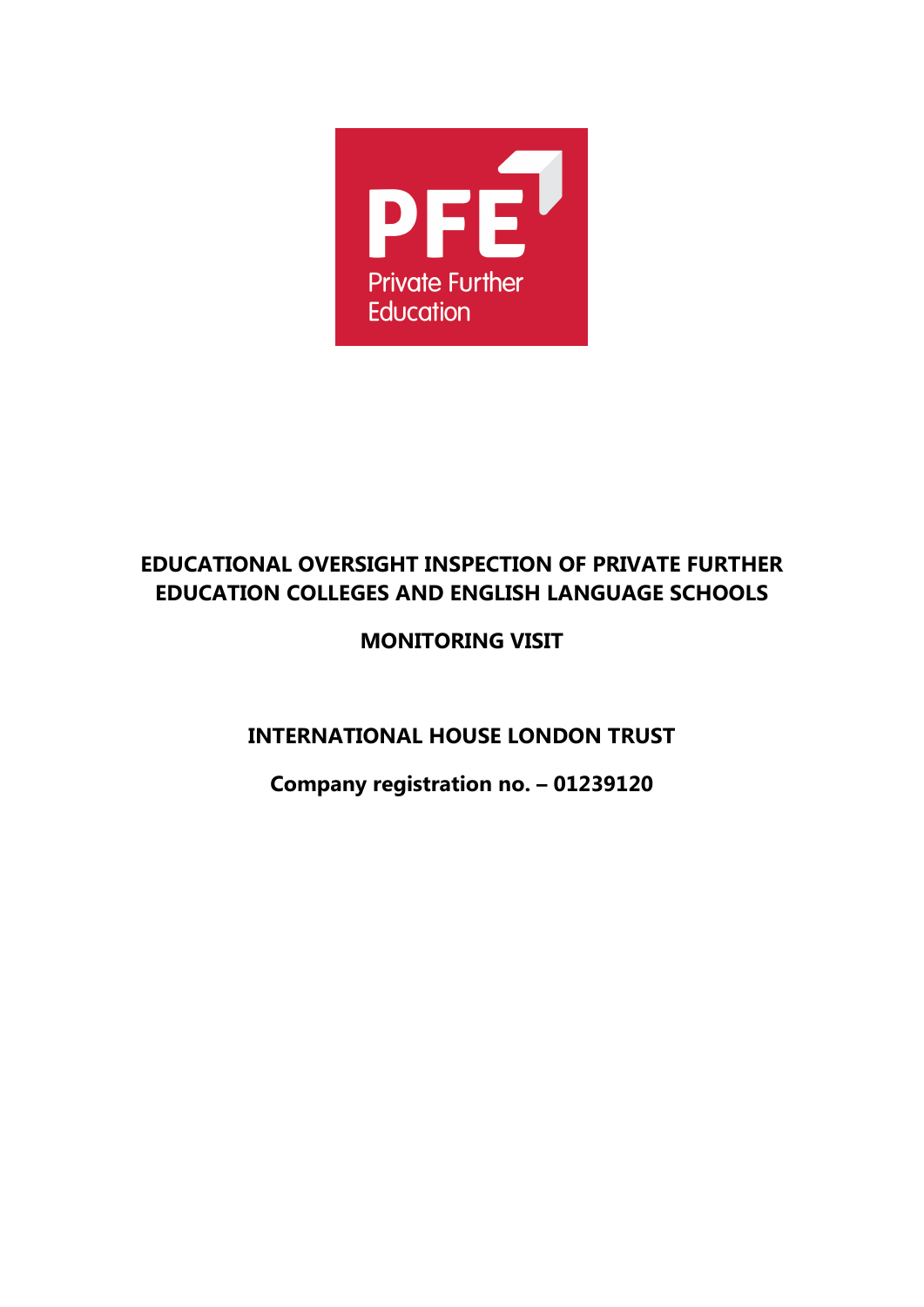PFE

Private Further Education

# EDUCATIONAL OVERSIGHT INSPECTION OF PRIVATE FURTHER EDUCATION COLLEGES AND ENGLISH LANGUAGE SCHOOLS

## MONITORING VISIT

## INTERNATIONAL HOUSE LONDON TRUST

**Company registration no. – 01239120**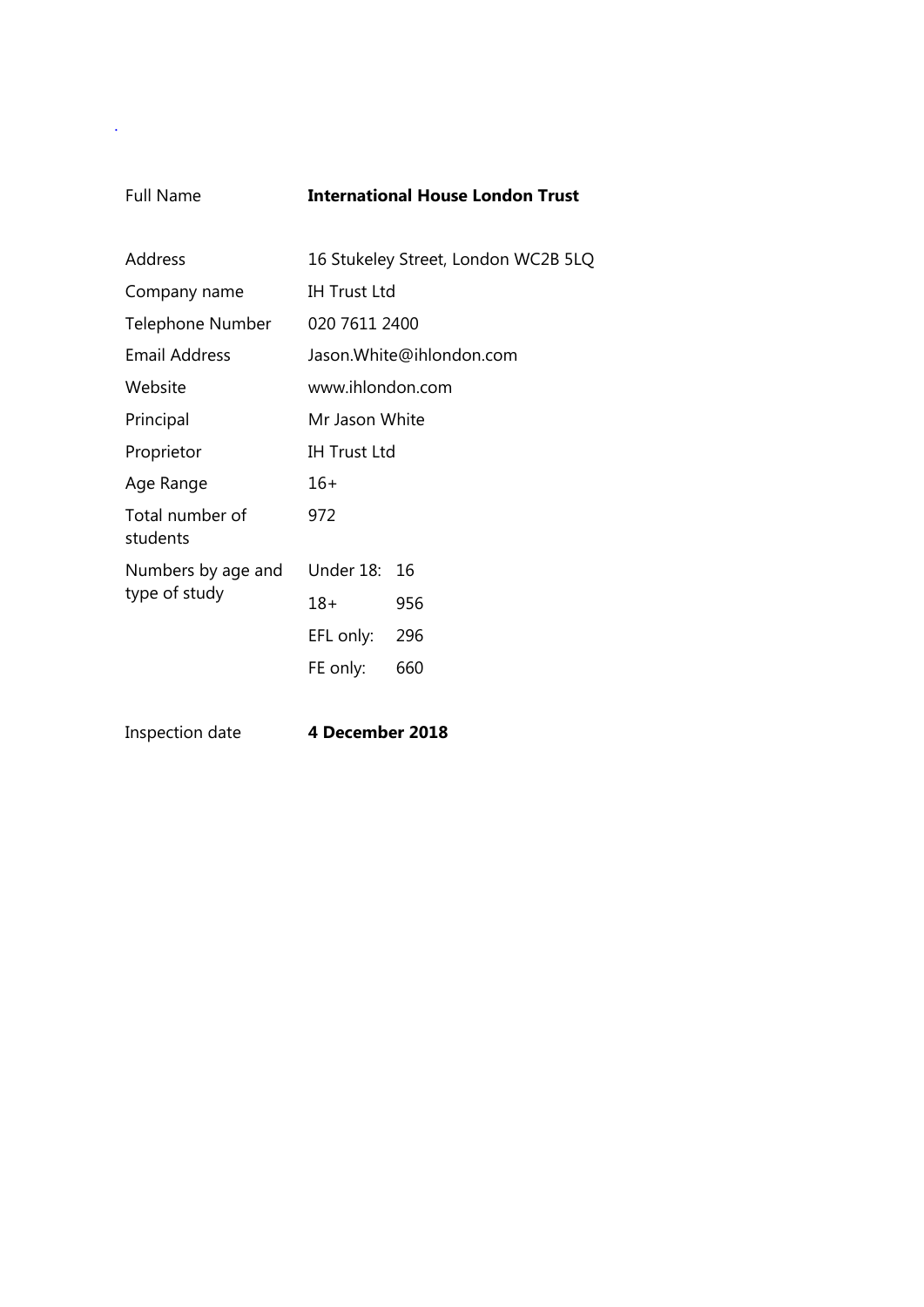| | | |
|---|---|---|
| Full Name | **International House London Trust** | |
| Address | 16 Stukeley Street, London WC2B 5LQ | |
| Company name | IH Trust Ltd | |
| Telephone Number | 020 7611 2400 | |
| Email Address | Jason.White@ihlondon.com | |
| Website | www.ihlondon.com | |
| Principal | Mr Jason White | |
| Proprietor | IH Trust Ltd | |
| Age Range | 16+ | |
| Total number of students | 972 | |
| Numbers by age and type of study | Under 18: | 16 |
| | 18+ | 956 |
| | EFL only: | 296 |
| | FE only: | 660 |
| Inspection date | **4 December 2018** | |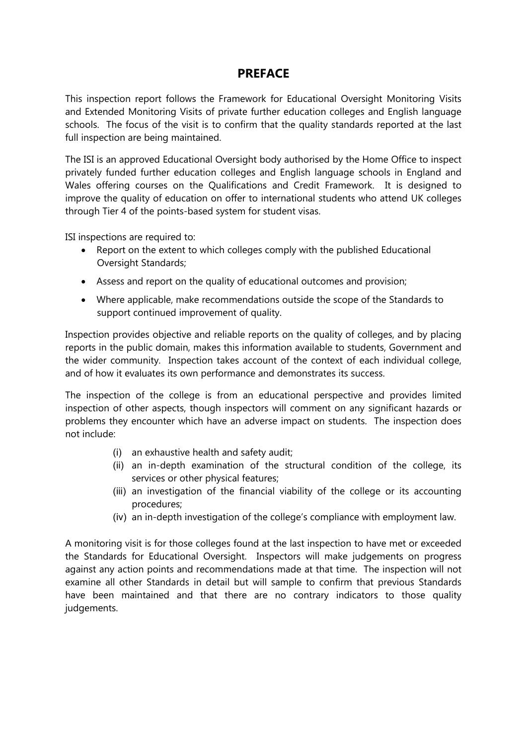# PREFACE

This inspection report follows the Framework for Educational Oversight Monitoring Visits and Extended Monitoring Visits of private further education colleges and English language schools. The focus of the visit is to confirm that the quality standards reported at the last full inspection are being maintained.

The ISI is an approved Educational Oversight body authorised by the Home Office to inspect privately funded further education colleges and English language schools in England and Wales offering courses on the Qualifications and Credit Framework. It is designed to improve the quality of education on offer to international students who attend UK colleges through Tier 4 of the points-based system for student visas.

ISI inspections are required to:

- Report on the extent to which colleges comply with the published Educational Oversight Standards;
- Assess and report on the quality of educational outcomes and provision;
- Where applicable, make recommendations outside the scope of the Standards to support continued improvement of quality.

Inspection provides objective and reliable reports on the quality of colleges, and by placing reports in the public domain, makes this information available to students, Government and the wider community. Inspection takes account of the context of each individual college, and of how it evaluates its own performance and demonstrates its success.

The inspection of the college is from an educational perspective and provides limited inspection of other aspects, though inspectors will comment on any significant hazards or problems they encounter which have an adverse impact on students. The inspection does not include:

(i) an exhaustive health and safety audit;
(ii) an in-depth examination of the structural condition of the college, its services or other physical features;
(iii) an investigation of the financial viability of the college or its accounting procedures;
(iv) an in-depth investigation of the college's compliance with employment law.

A monitoring visit is for those colleges found at the last inspection to have met or exceeded the Standards for Educational Oversight. Inspectors will make judgements on progress against any action points and recommendations made at that time. The inspection will not examine all other Standards in detail but will sample to confirm that previous Standards have been maintained and that there are no contrary indicators to those quality judgements.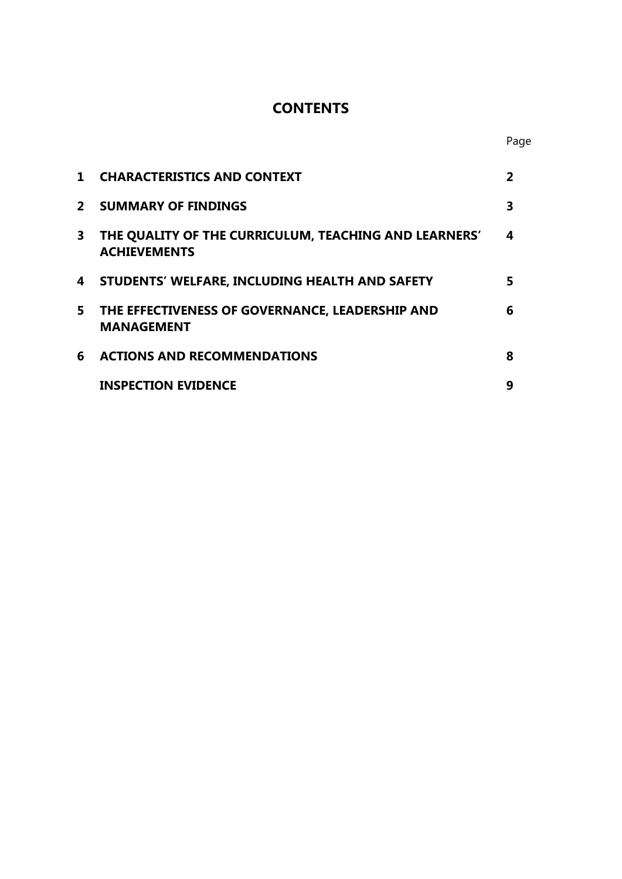## CONTENTS

| | | Page |
|---|---|---|
| **1** | **CHARACTERISTICS AND CONTEXT** | **2** |
| **2** | **SUMMARY OF FINDINGS** | **3** |
| **3** | **THE QUALITY OF THE CURRICULUM, TEACHING AND LEARNERS' ACHIEVEMENTS** | **4** |
| **4** | **STUDENTS' WELFARE, INCLUDING HEALTH AND SAFETY** | **5** |
| **5** | **THE EFFECTIVENESS OF GOVERNANCE, LEADERSHIP AND MANAGEMENT** | **6** |
| **6** | **ACTIONS AND RECOMMENDATIONS** | **8** |
| | **INSPECTION EVIDENCE** | **9** |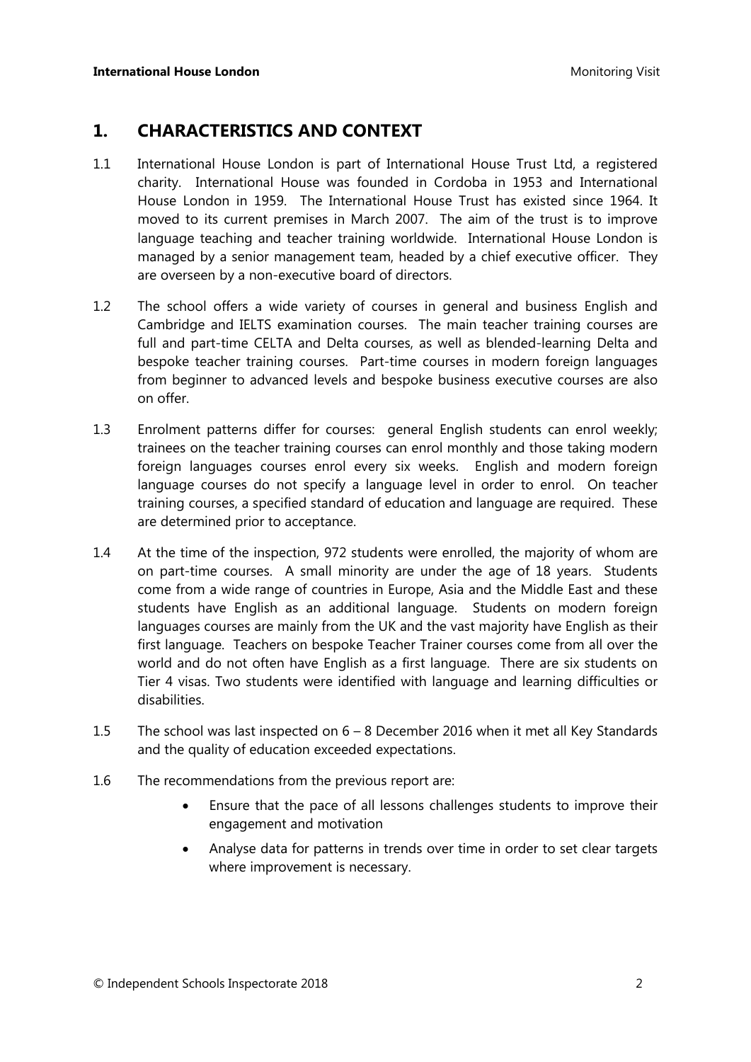## 1. CHARACTERISTICS AND CONTEXT

1.1 International House London is part of International House Trust Ltd, a registered charity. International House was founded in Cordoba in 1953 and International House London in 1959. The International House Trust has existed since 1964. It moved to its current premises in March 2007. The aim of the trust is to improve language teaching and teacher training worldwide. International House London is managed by a senior management team, headed by a chief executive officer. They are overseen by a non-executive board of directors.

1.2 The school offers a wide variety of courses in general and business English and Cambridge and IELTS examination courses. The main teacher training courses are full and part-time CELTA and Delta courses, as well as blended-learning Delta and bespoke teacher training courses. Part-time courses in modern foreign languages from beginner to advanced levels and bespoke business executive courses are also on offer.

1.3 Enrolment patterns differ for courses: general English students can enrol weekly; trainees on the teacher training courses can enrol monthly and those taking modern foreign languages courses enrol every six weeks. English and modern foreign language courses do not specify a language level in order to enrol. On teacher training courses, a specified standard of education and language are required. These are determined prior to acceptance.

1.4 At the time of the inspection, 972 students were enrolled, the majority of whom are on part-time courses. A small minority are under the age of 18 years. Students come from a wide range of countries in Europe, Asia and the Middle East and these students have English as an additional language. Students on modern foreign languages courses are mainly from the UK and the vast majority have English as their first language. Teachers on bespoke Teacher Trainer courses come from all over the world and do not often have English as a first language. There are six students on Tier 4 visas. Two students were identified with language and learning difficulties or disabilities.

1.5 The school was last inspected on 6 – 8 December 2016 when it met all Key Standards and the quality of education exceeded expectations.

1.6 The recommendations from the previous report are:

- Ensure that the pace of all lessons challenges students to improve their engagement and motivation
- Analyse data for patterns in trends over time in order to set clear targets where improvement is necessary.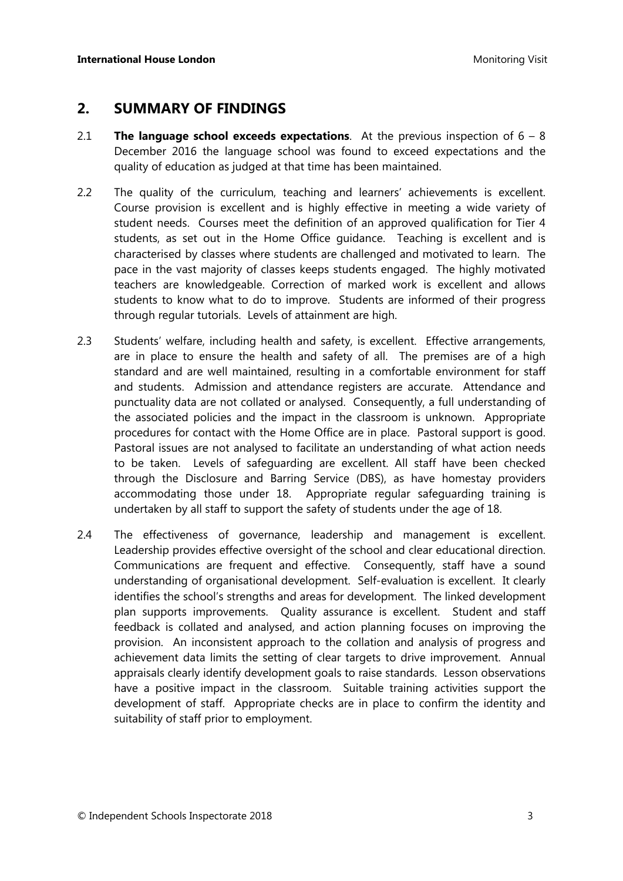## 2. SUMMARY OF FINDINGS

2.1 **The language school exceeds expectations**. At the previous inspection of 6 – 8 December 2016 the language school was found to exceed expectations and the quality of education as judged at that time has been maintained.

2.2 The quality of the curriculum, teaching and learners' achievements is excellent. Course provision is excellent and is highly effective in meeting a wide variety of student needs. Courses meet the definition of an approved qualification for Tier 4 students, as set out in the Home Office guidance. Teaching is excellent and is characterised by classes where students are challenged and motivated to learn. The pace in the vast majority of classes keeps students engaged. The highly motivated teachers are knowledgeable. Correction of marked work is excellent and allows students to know what to do to improve. Students are informed of their progress through regular tutorials. Levels of attainment are high.

2.3 Students' welfare, including health and safety, is excellent. Effective arrangements, are in place to ensure the health and safety of all. The premises are of a high standard and are well maintained, resulting in a comfortable environment for staff and students. Admission and attendance registers are accurate. Attendance and punctuality data are not collated or analysed. Consequently, a full understanding of the associated policies and the impact in the classroom is unknown. Appropriate procedures for contact with the Home Office are in place. Pastoral support is good. Pastoral issues are not analysed to facilitate an understanding of what action needs to be taken. Levels of safeguarding are excellent. All staff have been checked through the Disclosure and Barring Service (DBS), as have homestay providers accommodating those under 18. Appropriate regular safeguarding training is undertaken by all staff to support the safety of students under the age of 18.

2.4 The effectiveness of governance, leadership and management is excellent. Leadership provides effective oversight of the school and clear educational direction. Communications are frequent and effective. Consequently, staff have a sound understanding of organisational development. Self-evaluation is excellent. It clearly identifies the school's strengths and areas for development. The linked development plan supports improvements. Quality assurance is excellent. Student and staff feedback is collated and analysed, and action planning focuses on improving the provision. An inconsistent approach to the collation and analysis of progress and achievement data limits the setting of clear targets to drive improvement. Annual appraisals clearly identify development goals to raise standards. Lesson observations have a positive impact in the classroom. Suitable training activities support the development of staff. Appropriate checks are in place to confirm the identity and suitability of staff prior to employment.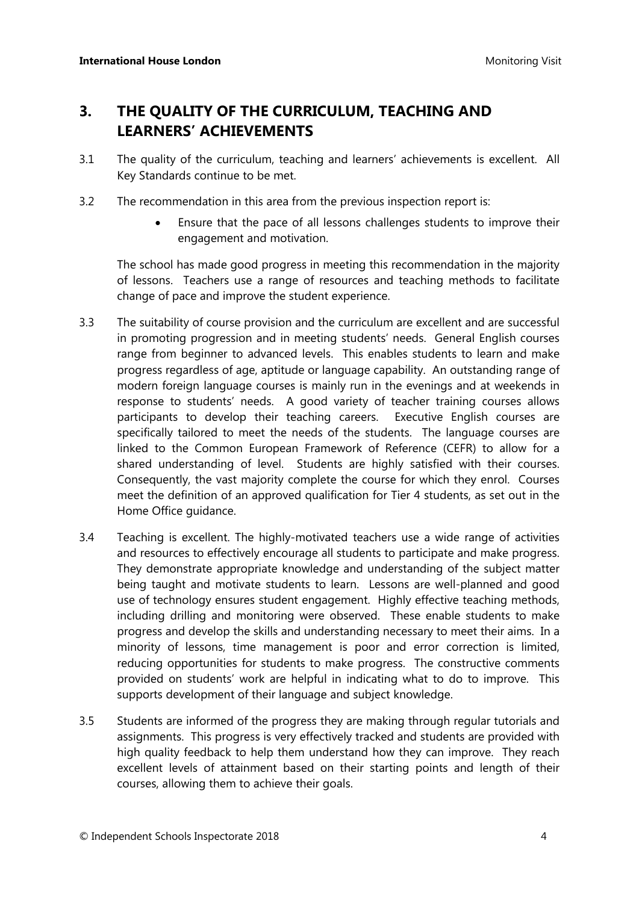## 3. THE QUALITY OF THE CURRICULUM, TEACHING AND LEARNERS' ACHIEVEMENTS

3.1 The quality of the curriculum, teaching and learners' achievements is excellent. All Key Standards continue to be met.

3.2 The recommendation in this area from the previous inspection report is:

- Ensure that the pace of all lessons challenges students to improve their engagement and motivation.

The school has made good progress in meeting this recommendation in the majority of lessons. Teachers use a range of resources and teaching methods to facilitate change of pace and improve the student experience.

3.3 The suitability of course provision and the curriculum are excellent and are successful in promoting progression and in meeting students' needs. General English courses range from beginner to advanced levels. This enables students to learn and make progress regardless of age, aptitude or language capability. An outstanding range of modern foreign language courses is mainly run in the evenings and at weekends in response to students' needs. A good variety of teacher training courses allows participants to develop their teaching careers. Executive English courses are specifically tailored to meet the needs of the students. The language courses are linked to the Common European Framework of Reference (CEFR) to allow for a shared understanding of level. Students are highly satisfied with their courses. Consequently, the vast majority complete the course for which they enrol. Courses meet the definition of an approved qualification for Tier 4 students, as set out in the Home Office guidance.

3.4 Teaching is excellent. The highly-motivated teachers use a wide range of activities and resources to effectively encourage all students to participate and make progress. They demonstrate appropriate knowledge and understanding of the subject matter being taught and motivate students to learn. Lessons are well-planned and good use of technology ensures student engagement. Highly effective teaching methods, including drilling and monitoring were observed. These enable students to make progress and develop the skills and understanding necessary to meet their aims. In a minority of lessons, time management is poor and error correction is limited, reducing opportunities for students to make progress. The constructive comments provided on students' work are helpful in indicating what to do to improve. This supports development of their language and subject knowledge.

3.5 Students are informed of the progress they are making through regular tutorials and assignments. This progress is very effectively tracked and students are provided with high quality feedback to help them understand how they can improve. They reach excellent levels of attainment based on their starting points and length of their courses, allowing them to achieve their goals.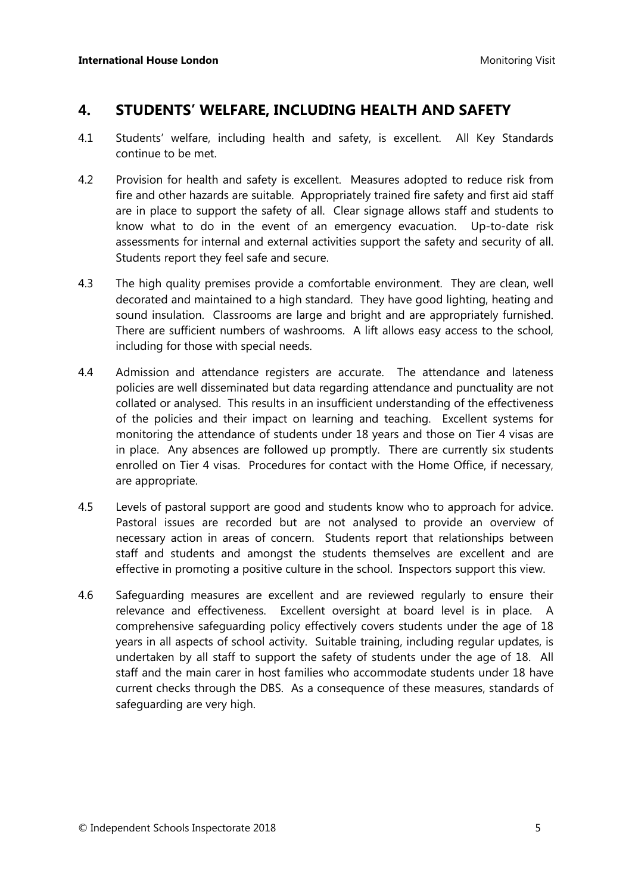## 4. STUDENTS' WELFARE, INCLUDING HEALTH AND SAFETY

4.1 Students' welfare, including health and safety, is excellent. All Key Standards continue to be met.

4.2 Provision for health and safety is excellent. Measures adopted to reduce risk from fire and other hazards are suitable. Appropriately trained fire safety and first aid staff are in place to support the safety of all. Clear signage allows staff and students to know what to do in the event of an emergency evacuation. Up-to-date risk assessments for internal and external activities support the safety and security of all. Students report they feel safe and secure.

4.3 The high quality premises provide a comfortable environment. They are clean, well decorated and maintained to a high standard. They have good lighting, heating and sound insulation. Classrooms are large and bright and are appropriately furnished. There are sufficient numbers of washrooms. A lift allows easy access to the school, including for those with special needs.

4.4 Admission and attendance registers are accurate. The attendance and lateness policies are well disseminated but data regarding attendance and punctuality are not collated or analysed. This results in an insufficient understanding of the effectiveness of the policies and their impact on learning and teaching. Excellent systems for monitoring the attendance of students under 18 years and those on Tier 4 visas are in place. Any absences are followed up promptly. There are currently six students enrolled on Tier 4 visas. Procedures for contact with the Home Office, if necessary, are appropriate.

4.5 Levels of pastoral support are good and students know who to approach for advice. Pastoral issues are recorded but are not analysed to provide an overview of necessary action in areas of concern. Students report that relationships between staff and students and amongst the students themselves are excellent and are effective in promoting a positive culture in the school. Inspectors support this view.

4.6 Safeguarding measures are excellent and are reviewed regularly to ensure their relevance and effectiveness. Excellent oversight at board level is in place. A comprehensive safeguarding policy effectively covers students under the age of 18 years in all aspects of school activity. Suitable training, including regular updates, is undertaken by all staff to support the safety of students under the age of 18. All staff and the main carer in host families who accommodate students under 18 have current checks through the DBS. As a consequence of these measures, standards of safeguarding are very high.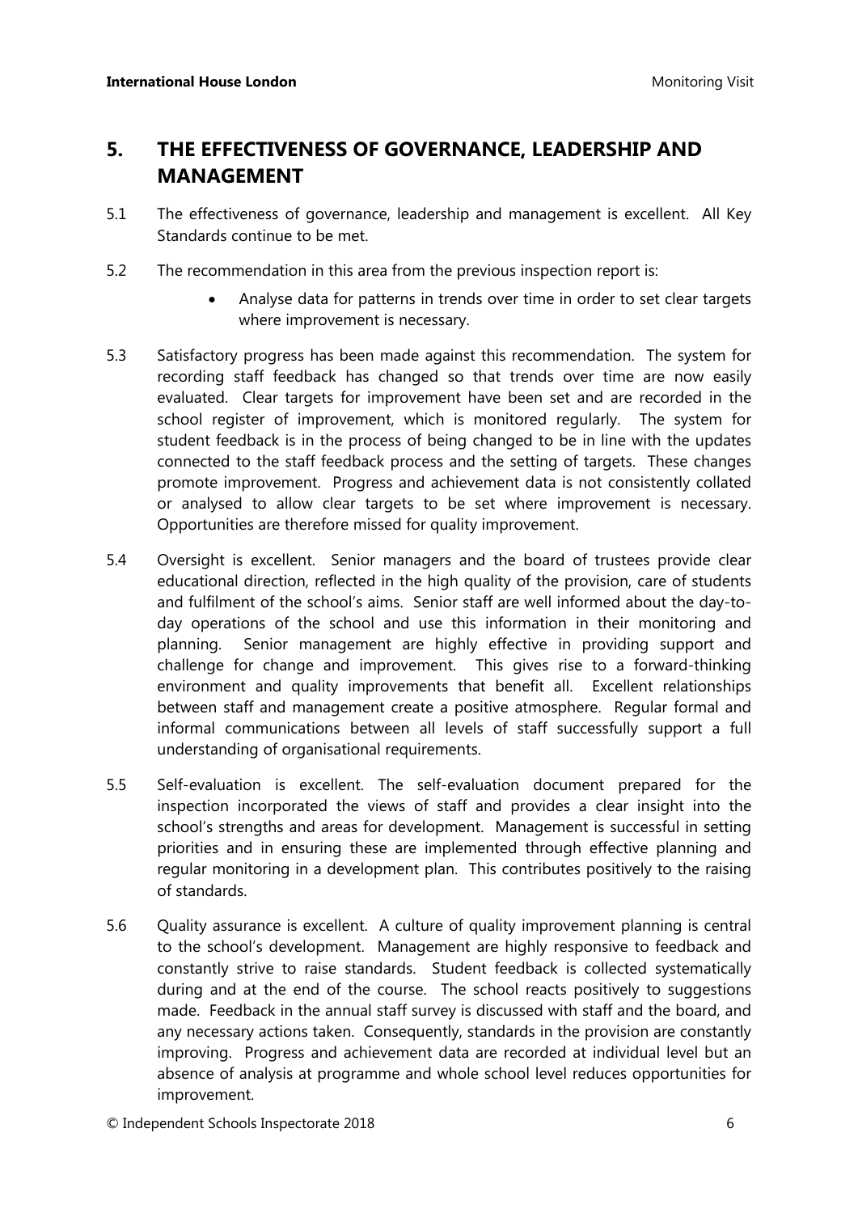## 5. THE EFFECTIVENESS OF GOVERNANCE, LEADERSHIP AND MANAGEMENT

5.1 The effectiveness of governance, leadership and management is excellent. All Key Standards continue to be met.

5.2 The recommendation in this area from the previous inspection report is:

- Analyse data for patterns in trends over time in order to set clear targets where improvement is necessary.

5.3 Satisfactory progress has been made against this recommendation. The system for recording staff feedback has changed so that trends over time are now easily evaluated. Clear targets for improvement have been set and are recorded in the school register of improvement, which is monitored regularly. The system for student feedback is in the process of being changed to be in line with the updates connected to the staff feedback process and the setting of targets. These changes promote improvement. Progress and achievement data is not consistently collated or analysed to allow clear targets to be set where improvement is necessary. Opportunities are therefore missed for quality improvement.

5.4 Oversight is excellent. Senior managers and the board of trustees provide clear educational direction, reflected in the high quality of the provision, care of students and fulfilment of the school's aims. Senior staff are well informed about the day-to-day operations of the school and use this information in their monitoring and planning. Senior management are highly effective in providing support and challenge for change and improvement. This gives rise to a forward-thinking environment and quality improvements that benefit all. Excellent relationships between staff and management create a positive atmosphere. Regular formal and informal communications between all levels of staff successfully support a full understanding of organisational requirements.

5.5 Self-evaluation is excellent. The self-evaluation document prepared for the inspection incorporated the views of staff and provides a clear insight into the school's strengths and areas for development. Management is successful in setting priorities and in ensuring these are implemented through effective planning and regular monitoring in a development plan. This contributes positively to the raising of standards.

5.6 Quality assurance is excellent. A culture of quality improvement planning is central to the school's development. Management are highly responsive to feedback and constantly strive to raise standards. Student feedback is collected systematically during and at the end of the course. The school reacts positively to suggestions made. Feedback in the annual staff survey is discussed with staff and the board, and any necessary actions taken. Consequently, standards in the provision are constantly improving. Progress and achievement data are recorded at individual level but an absence of analysis at programme and whole school level reduces opportunities for improvement.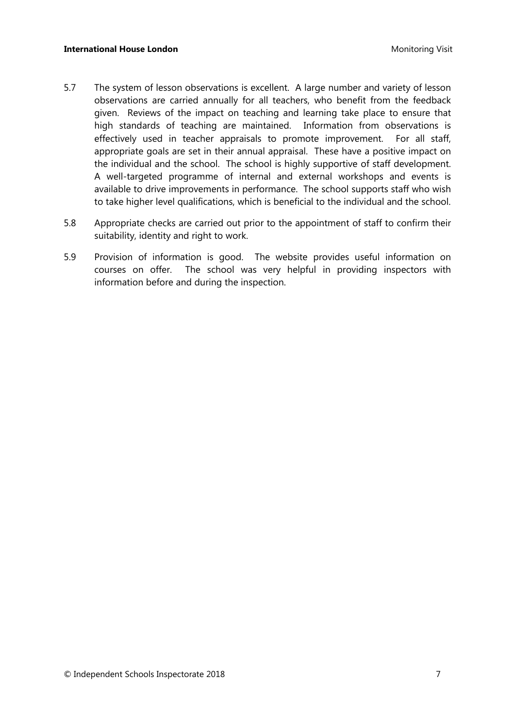5.7 The system of lesson observations is excellent. A large number and variety of lesson observations are carried annually for all teachers, who benefit from the feedback given. Reviews of the impact on teaching and learning take place to ensure that high standards of teaching are maintained. Information from observations is effectively used in teacher appraisals to promote improvement. For all staff, appropriate goals are set in their annual appraisal. These have a positive impact on the individual and the school. The school is highly supportive of staff development. A well-targeted programme of internal and external workshops and events is available to drive improvements in performance. The school supports staff who wish to take higher level qualifications, which is beneficial to the individual and the school.

5.8 Appropriate checks are carried out prior to the appointment of staff to confirm their suitability, identity and right to work.

5.9 Provision of information is good. The website provides useful information on courses on offer. The school was very helpful in providing inspectors with information before and during the inspection.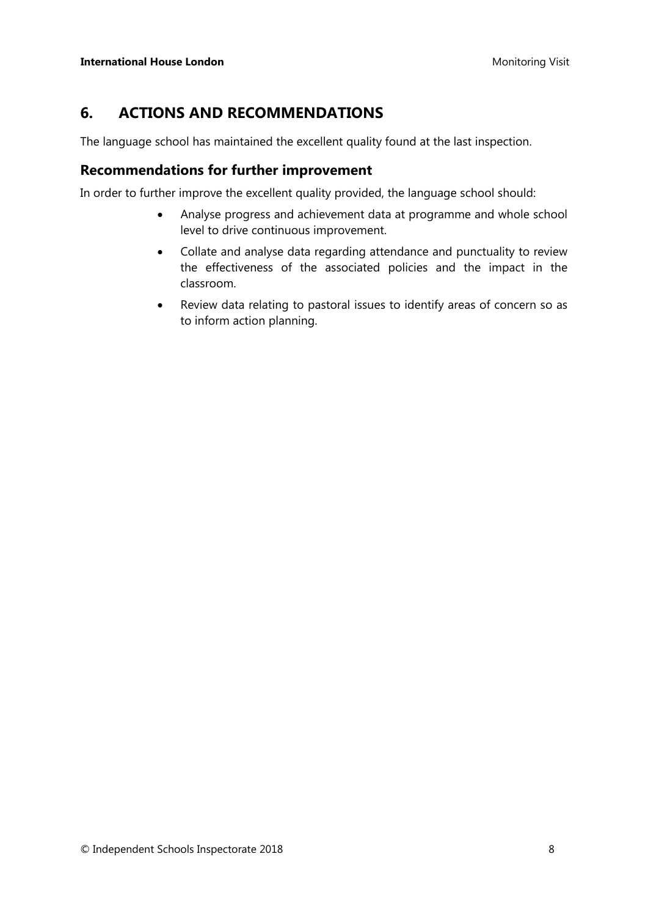## 6. ACTIONS AND RECOMMENDATIONS

The language school has maintained the excellent quality found at the last inspection.

### Recommendations for further improvement

In order to further improve the excellent quality provided, the language school should:

- Analyse progress and achievement data at programme and whole school level to drive continuous improvement.
- Collate and analyse data regarding attendance and punctuality to review the effectiveness of the associated policies and the impact in the classroom.
- Review data relating to pastoral issues to identify areas of concern so as to inform action planning.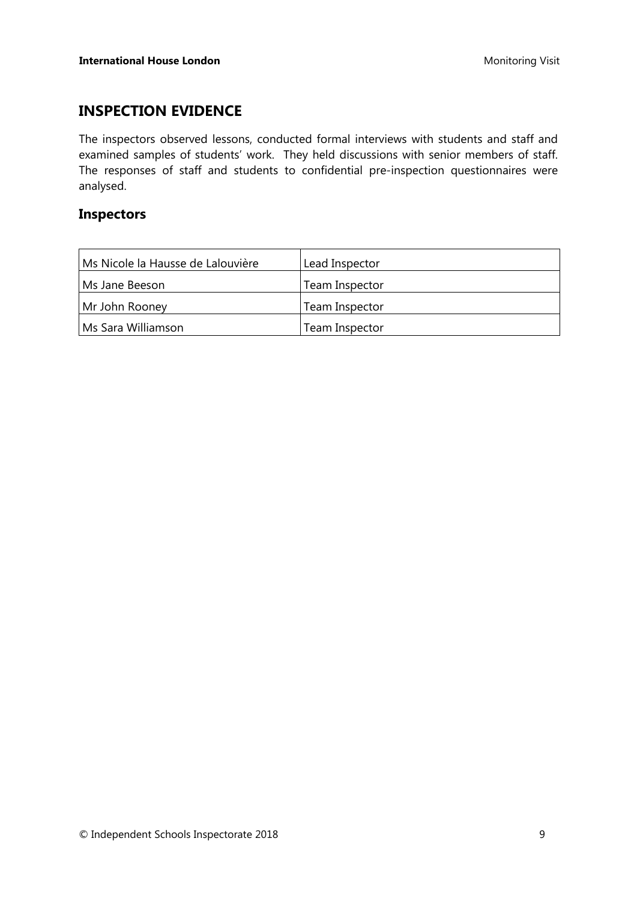## INSPECTION EVIDENCE

The inspectors observed lessons, conducted formal interviews with students and staff and examined samples of students' work. They held discussions with senior members of staff. The responses of staff and students to confidential pre-inspection questionnaires were analysed.

### Inspectors

| | |
|---|---|
| Ms Nicole la Hausse de Lalouvière | Lead Inspector |
| Ms Jane Beeson | Team Inspector |
| Mr John Rooney | Team Inspector |
| Ms Sara Williamson | Team Inspector |